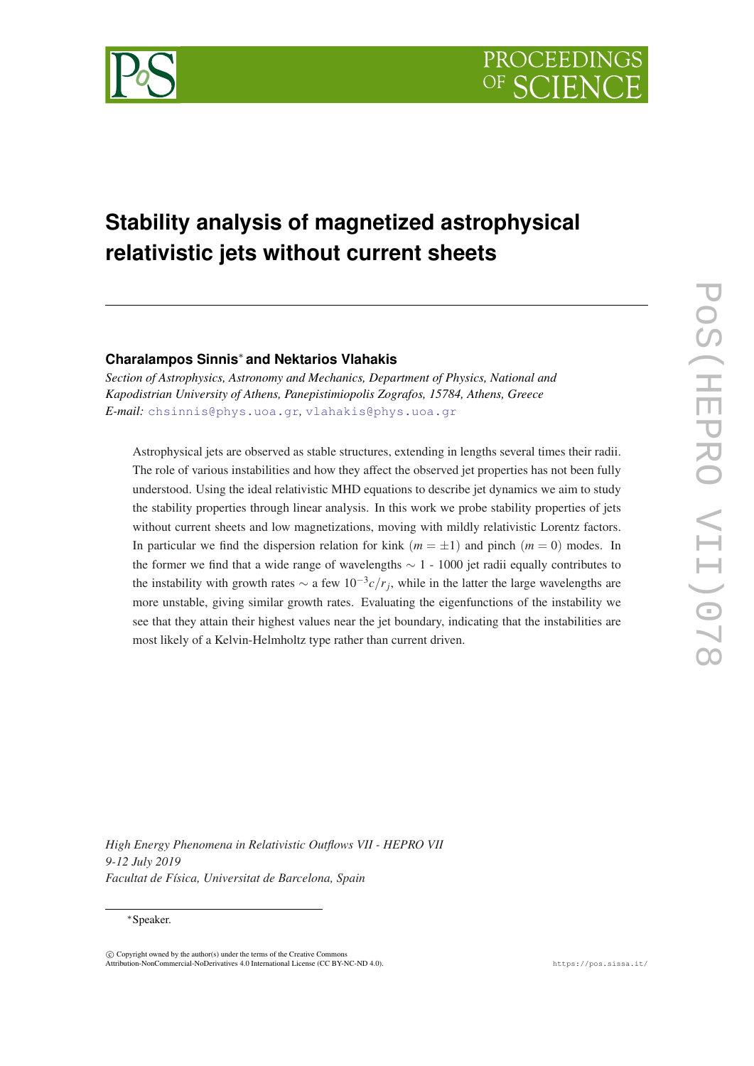# Stability analysis of magnetized astrophysical relativistic jets without current sheets

**Charalampos Sinnis**[*] **and Nektarios Vlahakis**

*Section of Astrophysics, Astronomy and Mechanics, Department of Physics, National and Kapodistrian University of Athens, Panepistimiopolis Zografos, 15784, Athens, Greece*

*E-mail:* chsinnis@phys.uoa.gr, vlahakis@phys.uoa.gr

Astrophysical jets are observed as stable structures, extending in lengths several times their radii. The role of various instabilities and how they affect the observed jet properties has not been fully understood. Using the ideal relativistic MHD equations to describe jet dynamics we aim to study the stability properties through linear analysis. In this work we probe stability properties of jets without current sheets and low magnetizations, moving with mildly relativistic Lorentz factors. In particular we find the dispersion relation for kink ($m = \pm 1$) and pinch ($m = 0$) modes. In the former we find that a wide range of wavelengths $\sim 1$ - 1000 jet radii equally contributes to the instability with growth rates $\sim$ a few $10^{-3} c/r_j$, while in the latter the large wavelengths are more unstable, giving similar growth rates. Evaluating the eigenfunctions of the instability we see that they attain their highest values near the jet boundary, indicating that the instabilities are most likely of a Kelvin-Helmholtz type rather than current driven.

*High Energy Phenomena in Relativistic Outflows VII - HEPRO VII*
*9-12 July 2019*
*Facultat de Física, Universitat de Barcelona, Spain*

[*]Speaker.

© Copyright owned by the author(s) under the terms of the Creative Commons Attribution-NonCommercial-NoDerivatives 4.0 International License (CC BY-NC-ND 4.0).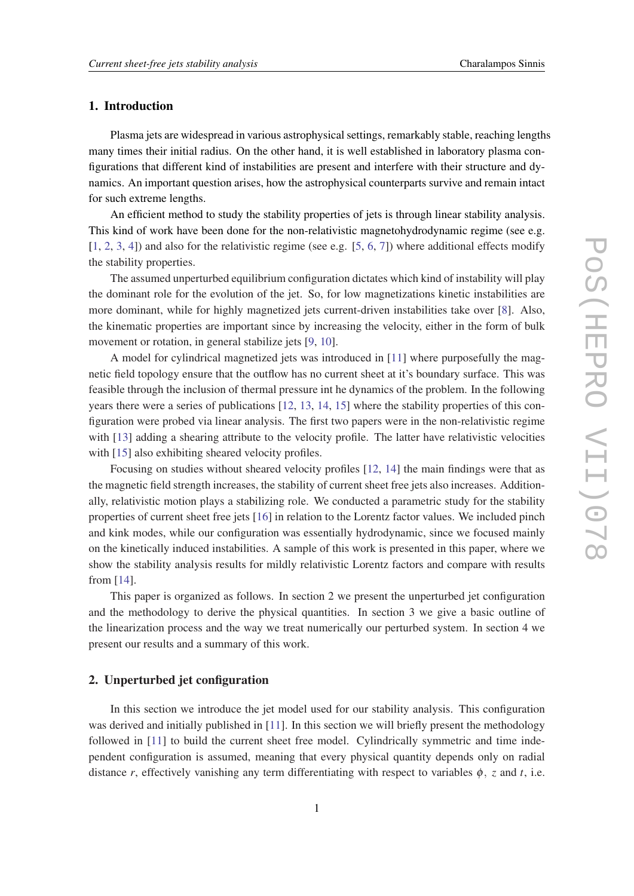## 1. Introduction

Plasma jets are widespread in various astrophysical settings, remarkably stable, reaching lengths many times their initial radius. On the other hand, it is well established in laboratory plasma configurations that different kind of instabilities are present and interfere with their structure and dynamics. An important question arises, how the astrophysical counterparts survive and remain intact for such extreme lengths.

An efficient method to study the stability properties of jets is through linear stability analysis. This kind of work have been done for the non-relativistic magnetohydrodynamic regime (see e.g. [1, 2, 3, 4]) and also for the relativistic regime (see e.g. [5, 6, 7]) where additional effects modify the stability properties.

The assumed unperturbed equilibrium configuration dictates which kind of instability will play the dominant role for the evolution of the jet. So, for low magnetizations kinetic instabilities are more dominant, while for highly magnetized jets current-driven instabilities take over [8]. Also, the kinematic properties are important since by increasing the velocity, either in the form of bulk movement or rotation, in general stabilize jets [9, 10].

A model for cylindrical magnetized jets was introduced in [11] where purposefully the magnetic field topology ensure that the outflow has no current sheet at it's boundary surface. This was feasible through the inclusion of thermal pressure int he dynamics of the problem. In the following years there were a series of publications [12, 13, 14, 15] where the stability properties of this configuration were probed via linear analysis. The first two papers were in the non-relativistic regime with [13] adding a shearing attribute to the velocity profile. The latter have relativistic velocities with [15] also exhibiting sheared velocity profiles.

Focusing on studies without sheared velocity profiles [12, 14] the main findings were that as the magnetic field strength increases, the stability of current sheet free jets also increases. Additionally, relativistic motion plays a stabilizing role. We conducted a parametric study for the stability properties of current sheet free jets [16] in relation to the Lorentz factor values. We included pinch and kink modes, while our configuration was essentially hydrodynamic, since we focused mainly on the kinetically induced instabilities. A sample of this work is presented in this paper, where we show the stability analysis results for mildly relativistic Lorentz factors and compare with results from [14].

This paper is organized as follows. In section 2 we present the unperturbed jet configuration and the methodology to derive the physical quantities. In section 3 we give a basic outline of the linearization process and the way we treat numerically our perturbed system. In section 4 we present our results and a summary of this work.

## 2. Unperturbed jet configuration

In this section we introduce the jet model used for our stability analysis. This configuration was derived and initially published in [11]. In this section we will briefly present the methodology followed in [11] to build the current sheet free model. Cylindrically symmetric and time independent configuration is assumed, meaning that every physical quantity depends only on radial distance $r$, effectively vanishing any term differentiating with respect to variables $\phi$, $z$ and $t$, i.e.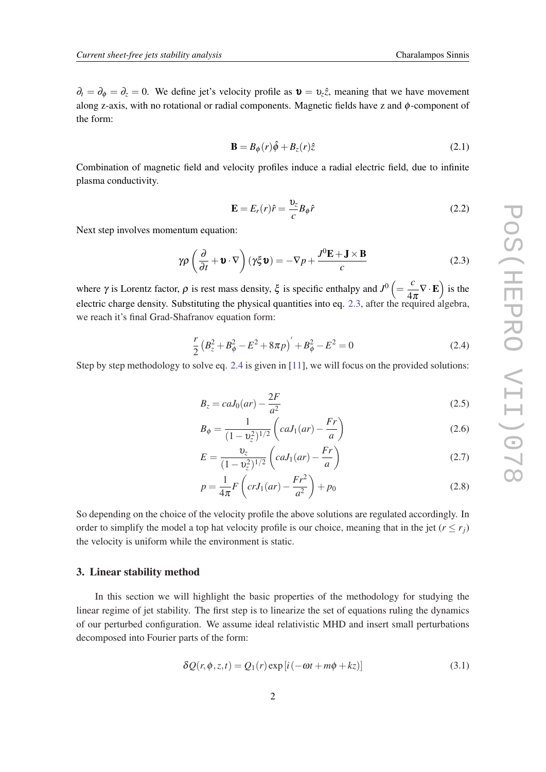$\partial_t = \partial_\phi = \partial_z = 0$. We define jet's velocity profile as $\boldsymbol{\upsilon} = \upsilon_z \hat{z}$, meaning that we have movement along z-axis, with no rotational or radial components. Magnetic fields have z and $\phi$-component of the form:

$$\mathbf{B} = B_\phi(r)\hat{\phi} + B_z(r)\hat{z} \tag{2.1}$$

Combination of magnetic field and velocity profiles induce a radial electric field, due to infinite plasma conductivity.

$$\mathbf{E} = E_r(r)\hat{r} = \frac{\upsilon_z}{c} B_\phi \hat{r} \tag{2.2}$$

Next step involves momentum equation:

$$\gamma\rho\left(\frac{\partial}{\partial t} + \boldsymbol{\upsilon}\cdot\nabla\right)(\gamma\xi\boldsymbol{\upsilon}) = -\nabla p + \frac{J^0\mathbf{E} + \mathbf{J}\times\mathbf{B}}{c} \tag{2.3}$$

where $\gamma$ is Lorentz factor, $\rho$ is rest mass density, $\xi$ is specific enthalpy and $J^0 \left(= \frac{c}{4\pi}\nabla\cdot\mathbf{E}\right)$ is the electric charge density. Substituting the physical quantities into eq. 2.3, after the required algebra, we reach it's final Grad-Shafranov equation form:

$$\frac{r}{2}\left(B_z^2 + B_\phi^2 - E^2 + 8\pi p\right)' + B_\phi^2 - E^2 = 0 \tag{2.4}$$

Step by step methodology to solve eq. 2.4 is given in [11], we will focus on the provided solutions:

$$B_z = caJ_0(ar) - \frac{2F}{a^2} \tag{2.5}$$

$$B_\phi = \frac{1}{(1-\upsilon_z^2)^{1/2}}\left(caJ_1(ar) - \frac{Fr}{a}\right) \tag{2.6}$$

$$E = \frac{\upsilon_z}{(1-\upsilon_z^2)^{1/2}}\left(caJ_1(ar) - \frac{Fr}{a}\right) \tag{2.7}$$

$$p = \frac{1}{4\pi}F\left(crJ_1(ar) - \frac{Fr^2}{a^2}\right) + p_0 \tag{2.8}$$

So depending on the choice of the velocity profile the above solutions are regulated accordingly. In order to simplify the model a top hat velocity profile is our choice, meaning that in the jet ($r \leq r_j$) the velocity is uniform while the environment is static.

## 3. Linear stability method

In this section we will highlight the basic properties of the methodology for studying the linear regime of jet stability. The first step is to linearize the set of equations ruling the dynamics of our perturbed configuration. We assume ideal relativistic MHD and insert small perturbations decomposed into Fourier parts of the form:

$$\delta Q(r,\phi,z,t) = Q_1(r)\exp\left[i\left(-\omega t + m\phi + kz\right)\right] \tag{3.1}$$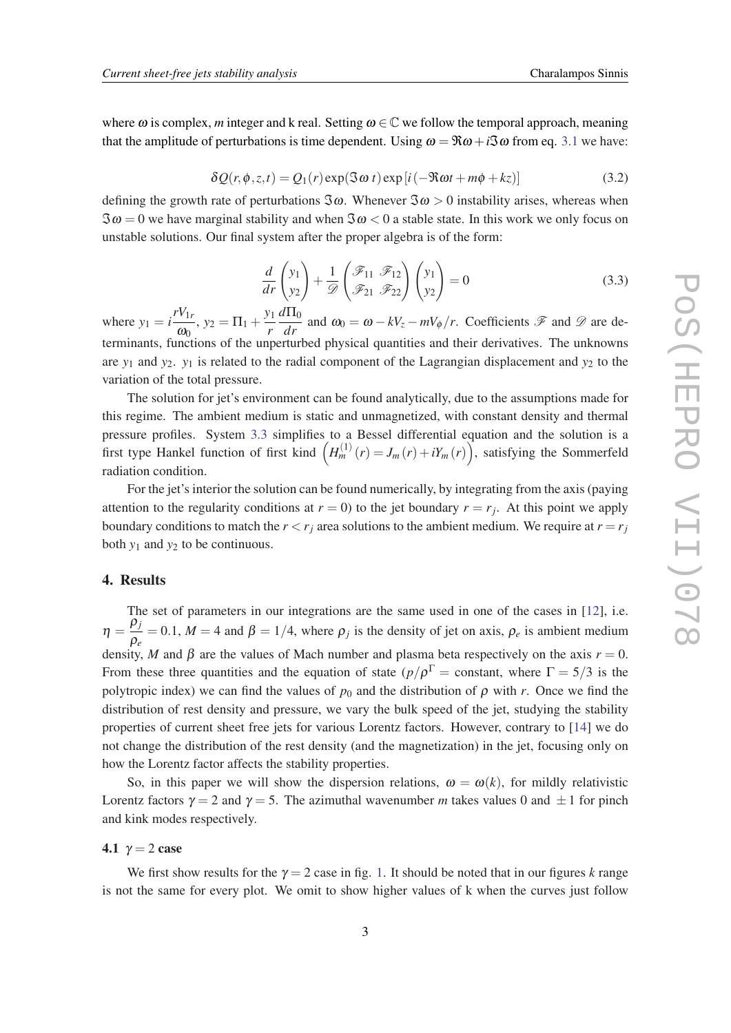where $\omega$ is complex, $m$ integer and k real. Setting $\omega \in \mathbb{C}$ we follow the temporal approach, meaning that the amplitude of perturbations is time dependent. Using $\omega = \Re\omega + i\Im\omega$ from eq. 3.1 we have:

$$\delta Q(r,\phi,z,t) = Q_1(r)\exp(\Im\omega\, t)\exp\left[i\left(-\Re\omega t + m\phi + kz\right)\right] \tag{3.2}$$

defining the growth rate of perturbations $\Im\omega$. Whenever $\Im\omega > 0$ instability arises, whereas when $\Im\omega = 0$ we have marginal stability and when $\Im\omega < 0$ a stable state. In this work we only focus on unstable solutions. Our final system after the proper algebra is of the form:

$$\frac{d}{dr}\begin{pmatrix} y_1 \\ y_2 \end{pmatrix} + \frac{1}{\mathscr{D}}\begin{pmatrix} \mathscr{F}_{11} & \mathscr{F}_{12} \\ \mathscr{F}_{21} & \mathscr{F}_{22} \end{pmatrix}\begin{pmatrix} y_1 \\ y_2 \end{pmatrix} = 0 \tag{3.3}$$

where $y_1 = i\dfrac{rV_{1r}}{\omega_0}$, $y_2 = \Pi_1 + \dfrac{y_1}{r}\dfrac{d\Pi_0}{dr}$ and $\omega_0 = \omega - kV_z - mV_\phi/r$. Coefficients $\mathscr{F}$ and $\mathscr{D}$ are determinants, functions of the unperturbed physical quantities and their derivatives. The unknowns are $y_1$ and $y_2$. $y_1$ is related to the radial component of the Lagrangian displacement and $y_2$ to the variation of the total pressure.

The solution for jet's environment can be found analytically, due to the assumptions made for this regime. The ambient medium is static and unmagnetized, with constant density and thermal pressure profiles. System 3.3 simplifies to a Bessel differential equation and the solution is a first type Hankel function of first kind $\left(H_m^{(1)}(r) = J_m(r) + iY_m(r)\right)$, satisfying the Sommerfeld radiation condition.

For the jet's interior the solution can be found numerically, by integrating from the axis (paying attention to the regularity conditions at $r = 0$) to the jet boundary $r = r_j$. At this point we apply boundary conditions to match the $r < r_j$ area solutions to the ambient medium. We require at $r = r_j$ both $y_1$ and $y_2$ to be continuous.

## 4. Results

The set of parameters in our integrations are the same used in one of the cases in [12], i.e. $\eta = \dfrac{\rho_j}{\rho_e} = 0.1$, $M = 4$ and $\beta = 1/4$, where $\rho_j$ is the density of jet on axis, $\rho_e$ is ambient medium density, $M$ and $\beta$ are the values of Mach number and plasma beta respectively on the axis $r = 0$. From these three quantities and the equation of state ($p/\rho^\Gamma =$ constant, where $\Gamma = 5/3$ is the polytropic index) we can find the values of $p_0$ and the distribution of $\rho$ with $r$. Once we find the distribution of rest density and pressure, we vary the bulk speed of the jet, studying the stability properties of current sheet free jets for various Lorentz factors. However, contrary to [14] we do not change the distribution of the rest density (and the magnetization) in the jet, focusing only on how the Lorentz factor affects the stability properties.

So, in this paper we will show the dispersion relations, $\omega = \omega(k)$, for mildly relativistic Lorentz factors $\gamma = 2$ and $\gamma = 5$. The azimuthal wavenumber $m$ takes values 0 and $\pm 1$ for pinch and kink modes respectively.

### 4.1 $\gamma = 2$ case

We first show results for the $\gamma = 2$ case in fig. 1. It should be noted that in our figures $k$ range is not the same for every plot. We omit to show higher values of k when the curves just follow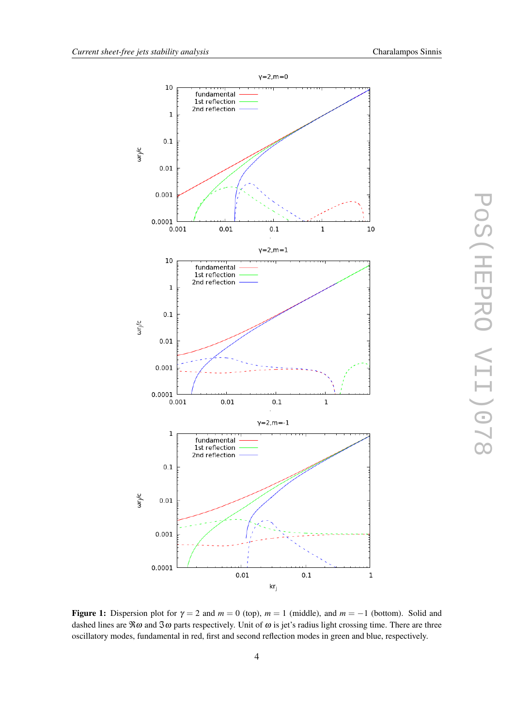**Figure 1:** Dispersion plot for $\gamma = 2$ and $m = 0$ (top), $m = 1$ (middle), and $m = -1$ (bottom). Solid and dashed lines are $\Re\omega$ and $\Im\omega$ parts respectively. Unit of $\omega$ is jet's radius light crossing time. There are three oscillatory modes, fundamental in red, first and second reflection modes in green and blue, respectively.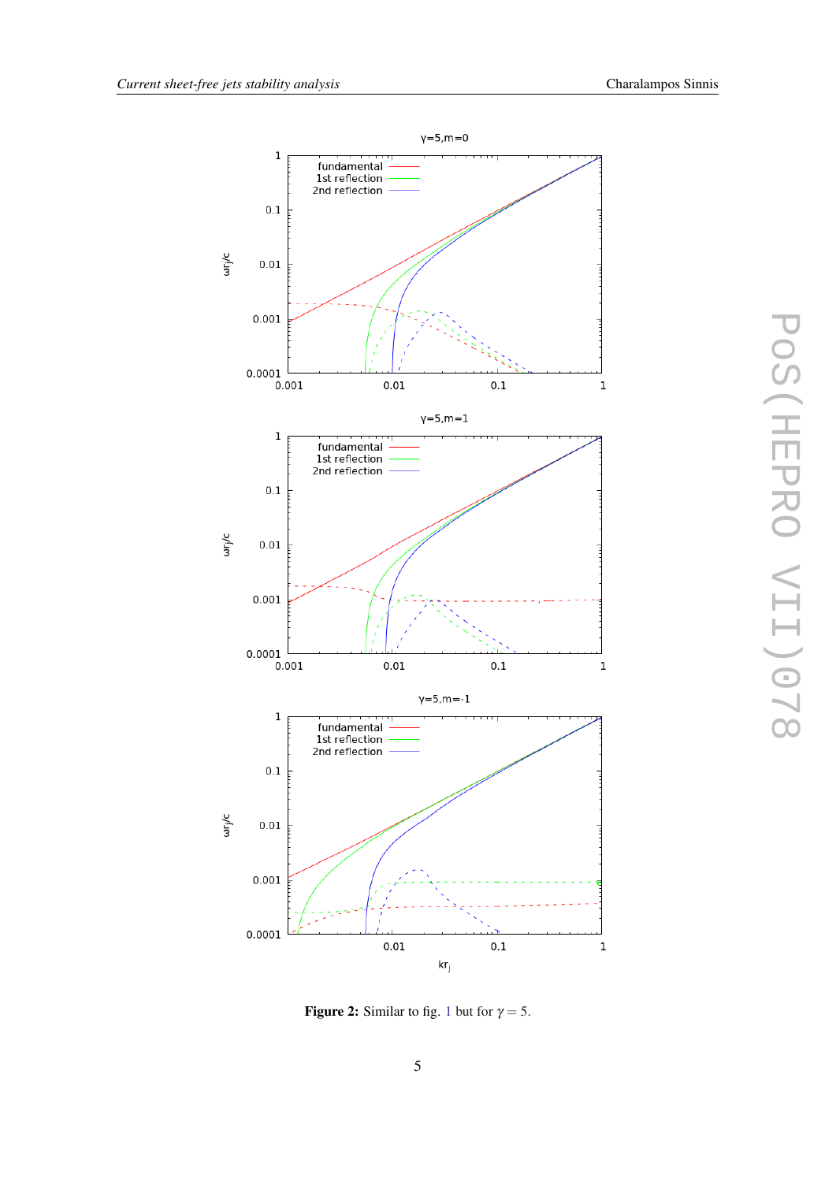**Figure 2:** Similar to fig. 1 but for $\gamma = 5$.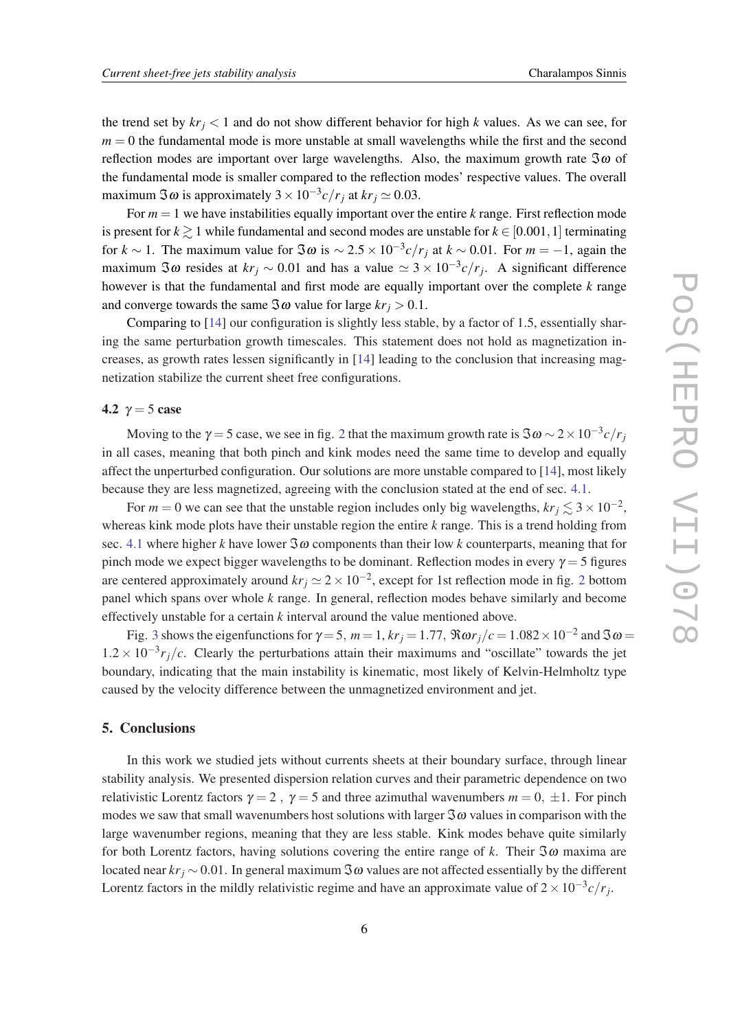the trend set by $kr_j < 1$ and do not show different behavior for high $k$ values. As we can see, for $m = 0$ the fundamental mode is more unstable at small wavelengths while the first and the second reflection modes are important over large wavelengths. Also, the maximum growth rate $\Im\omega$ of the fundamental mode is smaller compared to the reflection modes' respective values. The overall maximum $\Im\omega$ is approximately $3 \times 10^{-3} c/r_j$ at $kr_j \simeq 0.03$.

For $m = 1$ we have instabilities equally important over the entire $k$ range. First reflection mode is present for $k \gtrsim 1$ while fundamental and second modes are unstable for $k \in [0.001, 1]$ terminating for $k \sim 1$. The maximum value for $\Im\omega$ is $\sim 2.5 \times 10^{-3} c/r_j$ at $k \sim 0.01$. For $m = -1$, again the maximum $\Im\omega$ resides at $kr_j \sim 0.01$ and has a value $\simeq 3 \times 10^{-3} c/r_j$. A significant difference however is that the fundamental and first mode are equally important over the complete $k$ range and converge towards the same $\Im\omega$ value for large $kr_j > 0.1$.

Comparing to [14] our configuration is slightly less stable, by a factor of 1.5, essentially sharing the same perturbation growth timescales. This statement does not hold as magnetization increases, as growth rates lessen significantly in [14] leading to the conclusion that increasing magnetization stabilize the current sheet free configurations.

### 4.2 $\gamma = 5$ case

Moving to the $\gamma = 5$ case, we see in fig. 2 that the maximum growth rate is $\Im\omega \sim 2 \times 10^{-3} c/r_j$ in all cases, meaning that both pinch and kink modes need the same time to develop and equally affect the unperturbed configuration. Our solutions are more unstable compared to [14], most likely because they are less magnetized, agreeing with the conclusion stated at the end of sec. 4.1.

For $m = 0$ we can see that the unstable region includes only big wavelengths, $kr_j \lesssim 3 \times 10^{-2}$, whereas kink mode plots have their unstable region the entire $k$ range. This is a trend holding from sec. 4.1 where higher $k$ have lower $\Im\omega$ components than their low $k$ counterparts, meaning that for pinch mode we expect bigger wavelengths to be dominant. Reflection modes in every $\gamma = 5$ figures are centered approximately around $kr_j \simeq 2 \times 10^{-2}$, except for 1st reflection mode in fig. 2 bottom panel which spans over whole $k$ range. In general, reflection modes behave similarly and become effectively unstable for a certain $k$ interval around the value mentioned above.

Fig. 3 shows the eigenfunctions for $\gamma = 5$, $m = 1$, $kr_j = 1.77$, $\Re\omega r_j/c = 1.082 \times 10^{-2}$ and $\Im\omega = 1.2 \times 10^{-3} r_j/c$. Clearly the perturbations attain their maximums and "oscillate" towards the jet boundary, indicating that the main instability is kinematic, most likely of Kelvin-Helmholtz type caused by the velocity difference between the unmagnetized environment and jet.

## 5. Conclusions

In this work we studied jets without currents sheets at their boundary surface, through linear stability analysis. We presented dispersion relation curves and their parametric dependence on two relativistic Lorentz factors $\gamma = 2$ , $\gamma = 5$ and three azimuthal wavenumbers $m = 0, \pm 1$. For pinch modes we saw that small wavenumbers host solutions with larger $\Im\omega$ values in comparison with the large wavenumber regions, meaning that they are less stable. Kink modes behave quite similarly for both Lorentz factors, having solutions covering the entire range of $k$. Their $\Im\omega$ maxima are located near $kr_j \sim 0.01$. In general maximum $\Im\omega$ values are not affected essentially by the different Lorentz factors in the mildly relativistic regime and have an approximate value of $2 \times 10^{-3} c/r_j$.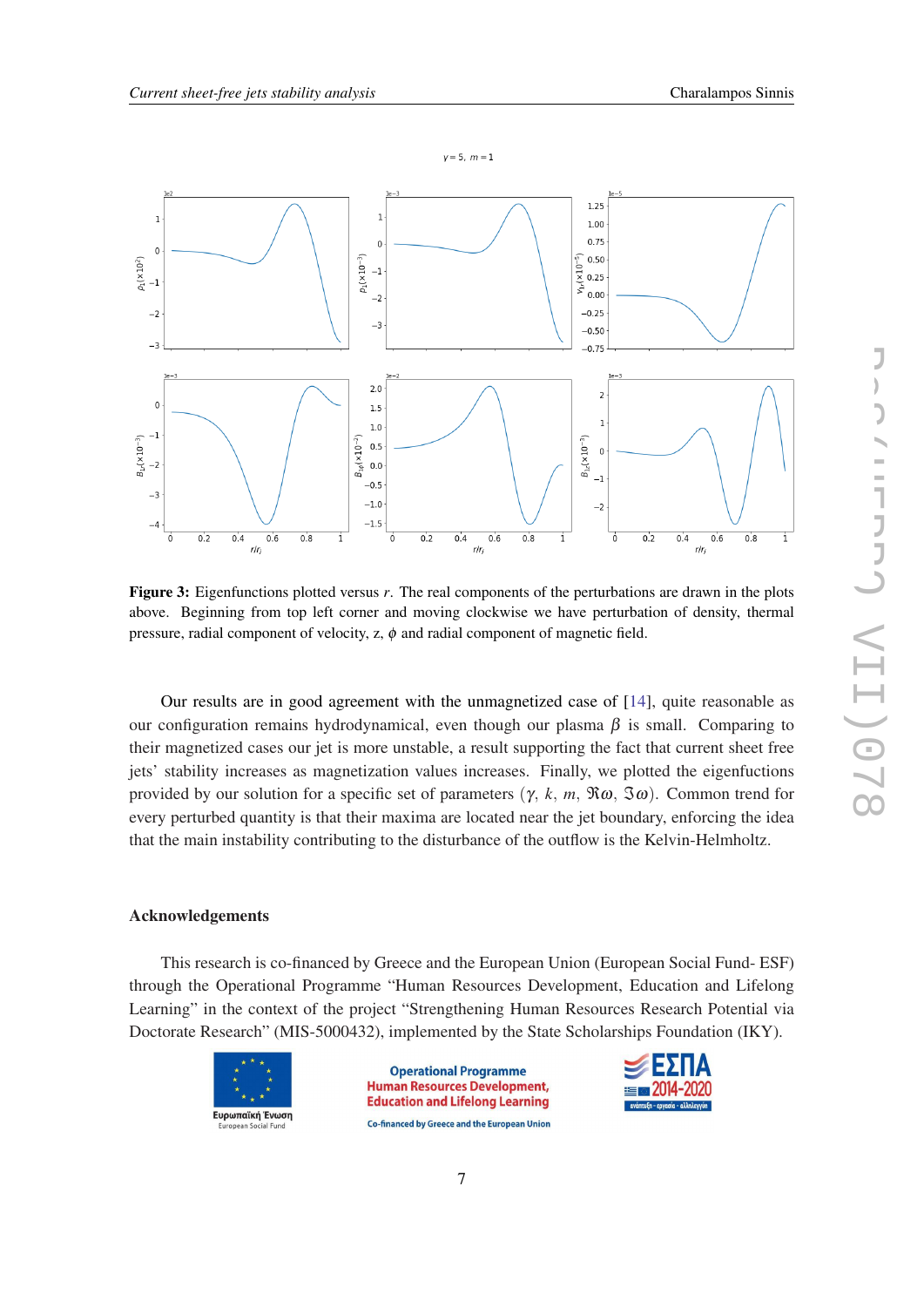**Figure 3:** Eigenfunctions plotted versus $r$. The real components of the perturbations are drawn in the plots above. Beginning from top left corner and moving clockwise we have perturbation of density, thermal pressure, radial component of velocity, z, $\phi$ and radial component of magnetic field.

Our results are in good agreement with the unmagnetized case of [14], quite reasonable as our configuration remains hydrodynamical, even though our plasma $\beta$ is small. Comparing to their magnetized cases our jet is more unstable, a result supporting the fact that current sheet free jets' stability increases as magnetization values increases. Finally, we plotted the eigenfuctions provided by our solution for a specific set of parameters ($\gamma$, $k$, $m$, $\Re\omega$, $\Im\omega$). Common trend for every perturbed quantity is that their maxima are located near the jet boundary, enforcing the idea that the main instability contributing to the disturbance of the outflow is the Kelvin-Helmholtz.

## Acknowledgements

This research is co-financed by Greece and the European Union (European Social Fund- ESF) through the Operational Programme "Human Resources Development, Education and Lifelong Learning" in the context of the project "Strengthening Human Resources Research Potential via Doctorate Research" (MIS-5000432), implemented by the State Scholarships Foundation (IKY).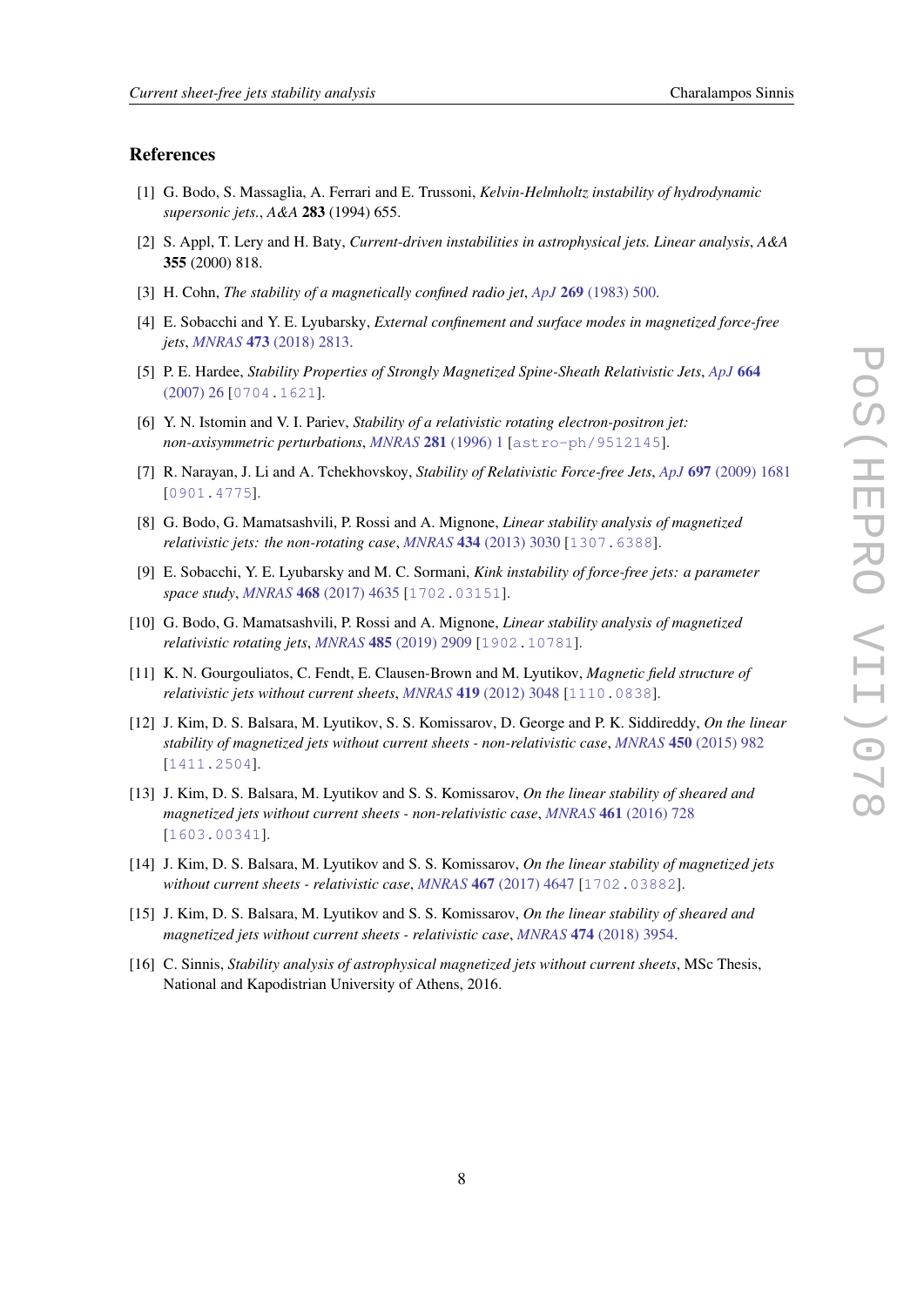## References

[1] G. Bodo, S. Massaglia, A. Ferrari and E. Trussoni, *Kelvin-Helmholtz instability of hydrodynamic supersonic jets.*, *A&A* **283** (1994) 655.

[2] S. Appl, T. Lery and H. Baty, *Current-driven instabilities in astrophysical jets. Linear analysis*, *A&A* **355** (2000) 818.

[3] H. Cohn, *The stability of a magnetically confined radio jet*, *ApJ* **269** (1983) 500.

[4] E. Sobacchi and Y. E. Lyubarsky, *External confinement and surface modes in magnetized force-free jets*, *MNRAS* **473** (2018) 2813.

[5] P. E. Hardee, *Stability Properties of Strongly Magnetized Spine-Sheath Relativistic Jets*, *ApJ* **664** (2007) 26 [0704.1621].

[6] Y. N. Istomin and V. I. Pariev, *Stability of a relativistic rotating electron-positron jet: non-axisymmetric perturbations*, *MNRAS* **281** (1996) 1 [astro-ph/9512145].

[7] R. Narayan, J. Li and A. Tchekhovskoy, *Stability of Relativistic Force-free Jets*, *ApJ* **697** (2009) 1681 [0901.4775].

[8] G. Bodo, G. Mamatsashvili, P. Rossi and A. Mignone, *Linear stability analysis of magnetized relativistic jets: the non-rotating case*, *MNRAS* **434** (2013) 3030 [1307.6388].

[9] E. Sobacchi, Y. E. Lyubarsky and M. C. Sormani, *Kink instability of force-free jets: a parameter space study*, *MNRAS* **468** (2017) 4635 [1702.03151].

[10] G. Bodo, G. Mamatsashvili, P. Rossi and A. Mignone, *Linear stability analysis of magnetized relativistic rotating jets*, *MNRAS* **485** (2019) 2909 [1902.10781].

[11] K. N. Gourgouliatos, C. Fendt, E. Clausen-Brown and M. Lyutikov, *Magnetic field structure of relativistic jets without current sheets*, *MNRAS* **419** (2012) 3048 [1110.0838].

[12] J. Kim, D. S. Balsara, M. Lyutikov, S. S. Komissarov, D. George and P. K. Siddireddy, *On the linear stability of magnetized jets without current sheets - non-relativistic case*, *MNRAS* **450** (2015) 982 [1411.2504].

[13] J. Kim, D. S. Balsara, M. Lyutikov and S. S. Komissarov, *On the linear stability of sheared and magnetized jets without current sheets - non-relativistic case*, *MNRAS* **461** (2016) 728 [1603.00341].

[14] J. Kim, D. S. Balsara, M. Lyutikov and S. S. Komissarov, *On the linear stability of magnetized jets without current sheets - relativistic case*, *MNRAS* **467** (2017) 4647 [1702.03882].

[15] J. Kim, D. S. Balsara, M. Lyutikov and S. S. Komissarov, *On the linear stability of sheared and magnetized jets without current sheets - relativistic case*, *MNRAS* **474** (2018) 3954.

[16] C. Sinnis, *Stability analysis of astrophysical magnetized jets without current sheets*, MSc Thesis, National and Kapodistrian University of Athens, 2016.